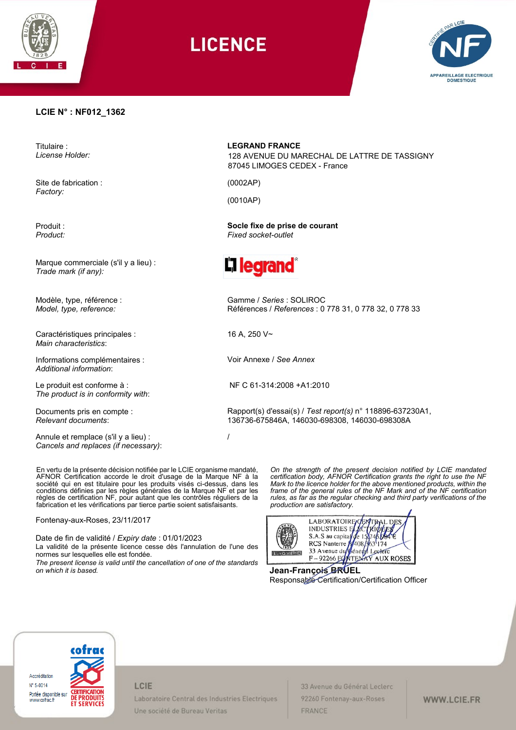# LICENCE

**LCIE N° : NF012_1362**

| | |
|---|---|
| Titulaire :<br>*License Holder:* | **LEGRAND FRANCE**<br>128 AVENUE DU MARECHAL DE LATTRE DE TASSIGNY<br>87045 LIMOGES CEDEX - France |
| Site de fabrication :<br>*Factory:* | (0002AP)<br><br>(0010AP) |
| Produit :<br>*Product:* | **Socle fixe de prise de courant**<br>*Fixed socket-outlet* |
| Marque commerciale (s'il y a lieu) :<br>*Trade mark (if any):* | legrand |
| Modèle, type, référence :<br>*Model, type, reference:* | Gamme / *Series* : SOLIROC<br>Références / *References* : 0 778 31, 0 778 32, 0 778 33 |
| Caractéristiques principales :<br>*Main characteristics*: | 16 A, 250 V~ |
| Informations complémentaires :<br>*Additional information*: | Voir Annexe / *See Annex* |
| Le produit est conforme à :<br>*The product is in conformity with*: | NF C 61-314:2008 +A1:2010 |
| Documents pris en compte :<br>*Relevant documents*: | Rapport(s) d'essai(s) / *Test report(s)* n° 118896-637230A1, 136736-675846A, 146030-698308, 146030-698308A |
| Annule et remplace (s'il y a lieu) :<br>*Cancels and replaces (if necessary)*: | / |

En vertu de la présente décision notifiée par le LCIE organisme mandaté, AFNOR Certification accorde le droit d'usage de la Marque NF à la société qui en est titulaire pour les produits visés ci-dessus, dans les conditions définies par les règles générales de la Marque NF et par les règles de certification NF, pour autant que les contrôles réguliers de la fabrication et les vérifications par tierce partie soient satisfaisants.

*On the strength of the present decision notified by LCIE mandated certification body, AFNOR Certification grants the right to use the NF Mark to the licence holder for the above mentioned products, within the frame of the general rules of the NF Mark and of the NF certification rules, as far as the regular checking and third party verifications of the production are satisfactory.*

Fontenay-aux-Roses, 23/11/2017

Date de fin de validité / *Expiry date* : 01/01/2023
La validité de la présente licence cesse dès l'annulation de l'une des normes sur lesquelles elle est fondée.
*The present license is valid until the cancellation of one of the standards on which it is based.*

LABORATOIRE CENTRAL DES INDUSTRIES ELECTRIQUES
S.A.S au capital de 15 745 984 €
RCS Nanterre B 408 363 174
33 Avenue du Général Leclerc
F – 92266 FONTENAY AUX ROSES

**Jean-François BRUEL**
Responsable Certification/Certification Officer

Accréditation N° 5-0014
Portée disponible sur www.cofrac.fr
cofrac CERTIFICATION DE PRODUITS ET SERVICES

LCIE
Laboratoire Central des Industries Electriques
Une société de Bureau Veritas

33 Avenue du Général Leclerc
92260 Fontenay-aux-Roses
FRANCE

WWW.LCIE.FR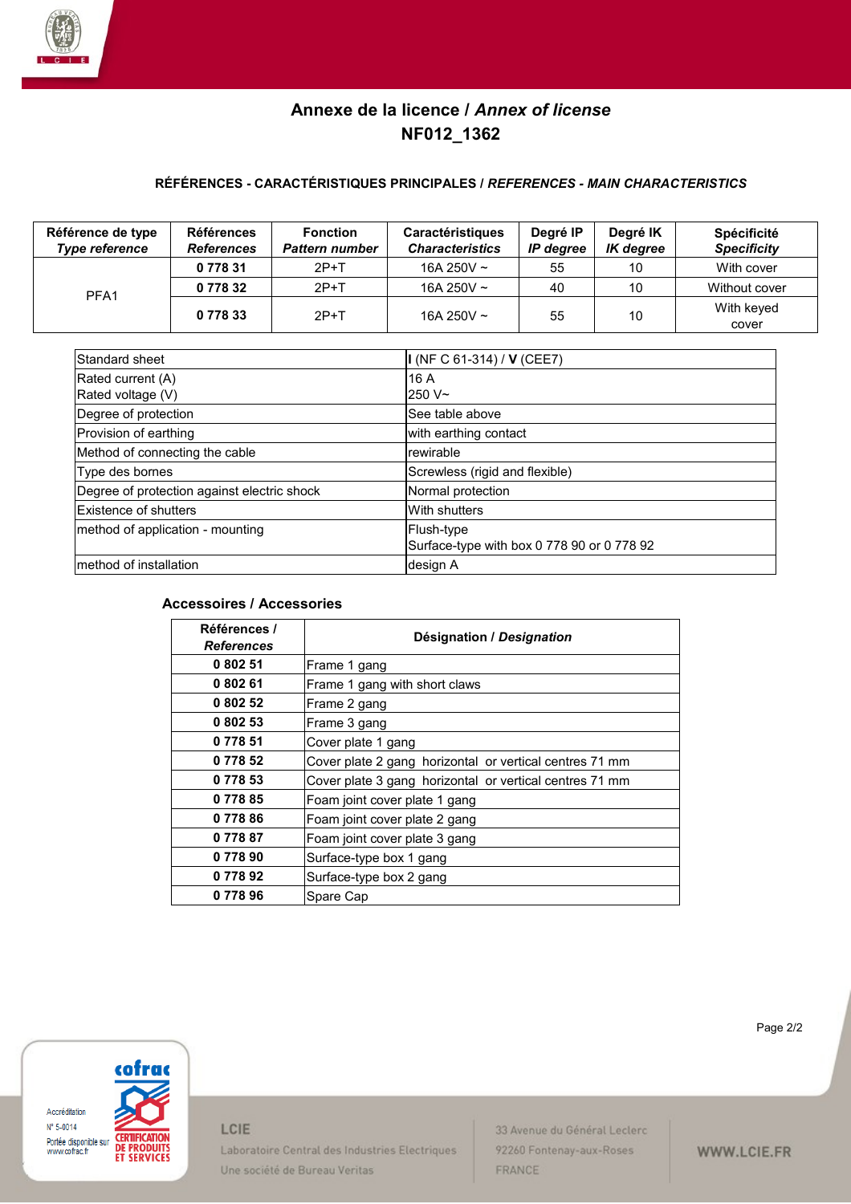# Annexe de la licence / *Annex of license*

# NF012_1362

## RÉFÉRENCES - CARACTÉRISTIQUES PRINCIPALES / *REFERENCES - MAIN CHARACTERISTICS*

| Référence de type<br>*Type reference* | Références<br>*References* | Fonction<br>*Pattern number* | Caractéristiques<br>*Characteristics* | Degré IP<br>*IP degree* | Degré IK<br>*IK degree* | Spécificité<br>*Specificity* |
|---|---|---|---|---|---|---|
| PFA1 | **0 778 31** | 2P+T | 16A 250V ~ | 55 | 10 | With cover |
| | **0 778 32** | 2P+T | 16A 250V ~ | 40 | 10 | Without cover |
| | **0 778 33** | 2P+T | 16A 250V ~ | 55 | 10 | With keyed cover |

| | |
|---|---|
| Standard sheet | **I** (NF C 61-314) / **V** (CEE7) |
| Rated current (A)<br>Rated voltage (V) | 16 A<br>250 V~ |
| Degree of protection | See table above |
| Provision of earthing | with earthing contact |
| Method of connecting the cable | rewirable |
| Type des bornes | Screwless (rigid and flexible) |
| Degree of protection against electric shock | Normal protection |
| Existence of shutters | With shutters |
| method of application - mounting | Flush-type<br>Surface-type with box 0 778 90 or 0 778 92 |
| method of installation | design A |

### Accessoires / Accessories

| Références / *References* | Désignation / *Designation* |
|---|---|
| **0 802 51** | Frame 1 gang |
| **0 802 61** | Frame 1 gang with short claws |
| **0 802 52** | Frame 2 gang |
| **0 802 53** | Frame 3 gang |
| **0 778 51** | Cover plate 1 gang |
| **0 778 52** | Cover plate 2 gang horizontal or vertical centres 71 mm |
| **0 778 53** | Cover plate 3 gang horizontal or vertical centres 71 mm |
| **0 778 85** | Foam joint cover plate 1 gang |
| **0 778 86** | Foam joint cover plate 2 gang |
| **0 778 87** | Foam joint cover plate 3 gang |
| **0 778 90** | Surface-type box 1 gang |
| **0 778 92** | Surface-type box 2 gang |
| **0 778 96** | Spare Cap |

Accréditation N° 5-0014 Portée disponible sur www.cofrac.fr

LCIE
Laboratoire Central des Industries Electriques
Une société de Bureau Veritas

33 Avenue du Général Leclerc
92260 Fontenay-aux-Roses
FRANCE

WWW.LCIE.FR